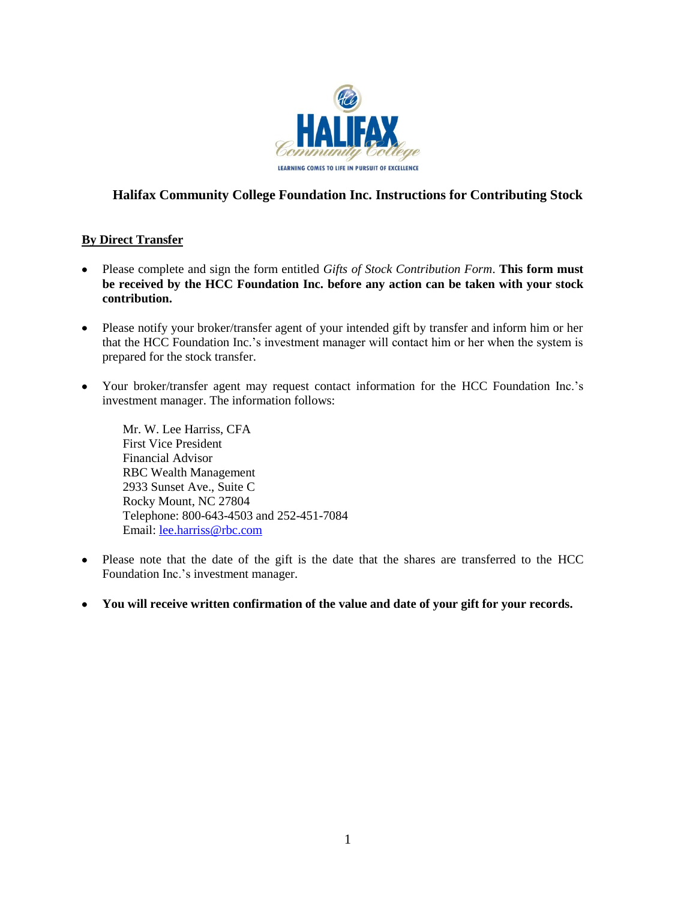# Halifax Community College Foundation Inc. Instructions for Contributing Stock

## By Direct Transfer

- Please complete and sign the form entitled *Gifts of Stock Contribution Form*. **This form must be received by the HCC Foundation Inc. before any action can be taken with your stock contribution.**

- Please notify your broker/transfer agent of your intended gift by transfer and inform him or her that the HCC Foundation Inc.'s investment manager will contact him or her when the system is prepared for the stock transfer.

- Your broker/transfer agent may request contact information for the HCC Foundation Inc.'s investment manager. The information follows:

  Mr. W. Lee Harriss, CFA
  First Vice President
  Financial Advisor
  RBC Wealth Management
  2933 Sunset Ave., Suite C
  Rocky Mount, NC 27804
  Telephone: 800-643-4503 and 252-451-7084
  Email: lee.harriss@rbc.com

- Please note that the date of the gift is the date that the shares are transferred to the HCC Foundation Inc.'s investment manager.

- **You will receive written confirmation of the value and date of your gift for your records.**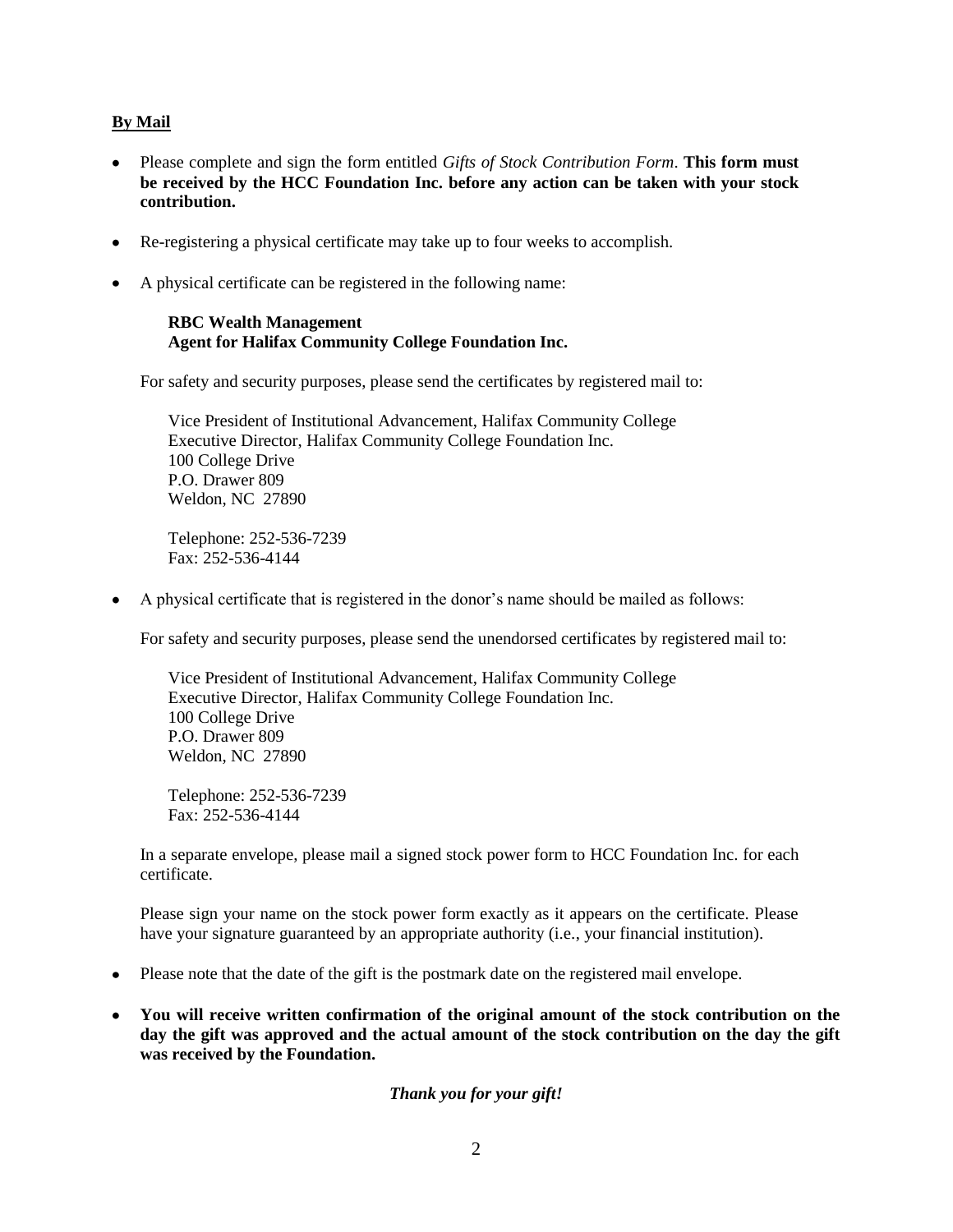**By Mail**

- Please complete and sign the form entitled *Gifts of Stock Contribution Form*. **This form must be received by the HCC Foundation Inc. before any action can be taken with your stock contribution.**

- Re-registering a physical certificate may take up to four weeks to accomplish.

- A physical certificate can be registered in the following name:

  **RBC Wealth Management**
  **Agent for Halifax Community College Foundation Inc.**

  For safety and security purposes, please send the certificates by registered mail to:

  Vice President of Institutional Advancement, Halifax Community College
  Executive Director, Halifax Community College Foundation Inc.
  100 College Drive
  P.O. Drawer 809
  Weldon, NC 27890

  Telephone: 252-536-7239
  Fax: 252-536-4144

- A physical certificate that is registered in the donor's name should be mailed as follows:

  For safety and security purposes, please send the unendorsed certificates by registered mail to:

  Vice President of Institutional Advancement, Halifax Community College
  Executive Director, Halifax Community College Foundation Inc.
  100 College Drive
  P.O. Drawer 809
  Weldon, NC 27890

  Telephone: 252-536-7239
  Fax: 252-536-4144

  In a separate envelope, please mail a signed stock power form to HCC Foundation Inc. for each certificate.

  Please sign your name on the stock power form exactly as it appears on the certificate. Please have your signature guaranteed by an appropriate authority (i.e., your financial institution).

- Please note that the date of the gift is the postmark date on the registered mail envelope.

- **You will receive written confirmation of the original amount of the stock contribution on the day the gift was approved and the actual amount of the stock contribution on the day the gift was received by the Foundation.**

***Thank you for your gift!***